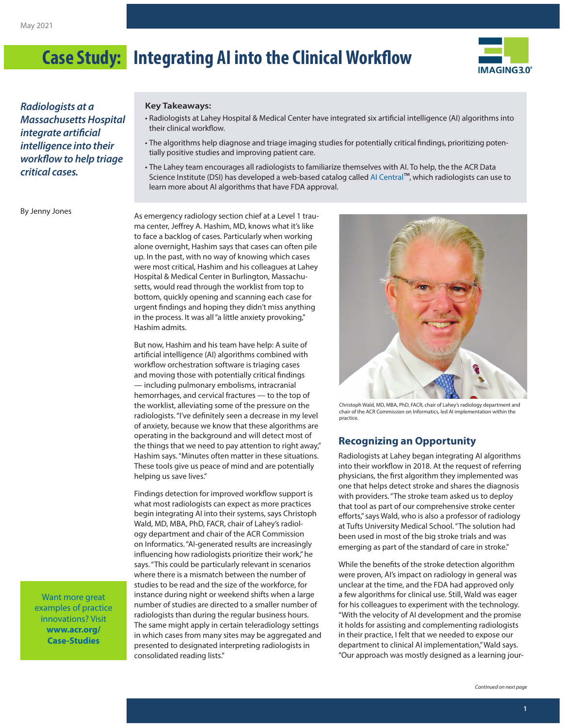May 2021

# Case Study: Integrating AI into the Clinical Workflow

*Radiologists at a Massachusetts Hospital integrate artificial intelligence into their workflow to help triage critical cases.*

By Jenny Jones

**Key Takeaways:**

- Radiologists at Lahey Hospital & Medical Center have integrated six artificial intelligence (AI) algorithms into their clinical workflow.
- The algorithms help diagnose and triage imaging studies for potentially critical findings, prioritizing potentially positive studies and improving patient care.
- The Lahey team encourages all radiologists to familiarize themselves with AI. To help, the the ACR Data Science Institute (DSI) has developed a web-based catalog called AI Central™, which radiologists can use to learn more about AI algorithms that have FDA approval.

As emergency radiology section chief at a Level 1 trauma center, Jeffrey A. Hashim, MD, knows what it's like to face a backlog of cases. Particularly when working alone overnight, Hashim says that cases can often pile up. In the past, with no way of knowing which cases were most critical, Hashim and his colleagues at Lahey Hospital & Medical Center in Burlington, Massachusetts, would read through the worklist from top to bottom, quickly opening and scanning each case for urgent findings and hoping they didn't miss anything in the process. It was all "a little anxiety provoking," Hashim admits.

But now, Hashim and his team have help: A suite of artificial intelligence (AI) algorithms combined with workflow orchestration software is triaging cases and moving those with potentially critical findings — including pulmonary embolisms, intracranial hemorrhages, and cervical fractures — to the top of the worklist, alleviating some of the pressure on the radiologists. "I've definitely seen a decrease in my level of anxiety, because we know that these algorithms are operating in the background and will detect most of the things that we need to pay attention to right away," Hashim says. "Minutes often matter in these situations. These tools give us peace of mind and are potentially helping us save lives."

Findings detection for improved workflow support is what most radiologists can expect as more practices begin integrating AI into their systems, says Christoph Wald, MD, MBA, PhD, FACR, chair of Lahey's radiology department and chair of the ACR Commission on Informatics. "AI-generated results are increasingly influencing how radiologists prioritize their work," he says. "This could be particularly relevant in scenarios where there is a mismatch between the number of studies to be read and the size of the workforce, for instance during night or weekend shifts when a large number of studies are directed to a smaller number of radiologists than during the regular business hours. The same might apply in certain teleradiology settings in which cases from many sites may be aggregated and presented to designated interpreting radiologists in consolidated reading lists."

Christoph Wald, MD, MBA, PhD, FACR, chair of Lahey's radiology department and chair of the ACR Commission on Informatics, led AI implementation within the practice.

## Recognizing an Opportunity

Radiologists at Lahey began integrating AI algorithms into their workflow in 2018. At the request of referring physicians, the first algorithm they implemented was one that helps detect stroke and shares the diagnosis with providers. "The stroke team asked us to deploy that tool as part of our comprehensive stroke center efforts," says Wald, who is also a professor of radiology at Tufts University Medical School. "The solution had been used in most of the big stroke trials and was emerging as part of the standard of care in stroke."

While the benefits of the stroke detection algorithm were proven, AI's impact on radiology in general was unclear at the time, and the FDA had approved only a few algorithms for clinical use. Still, Wald was eager for his colleagues to experiment with the technology. "With the velocity of AI development and the promise it holds for assisting and complementing radiologists in their practice, I felt that we needed to expose our department to clinical AI implementation," Wald says. "Our approach was mostly designed as a learning jour-

*Continued on next page*

Want more great examples of practice innovations? Visit **www.acr.org/Case-Studies**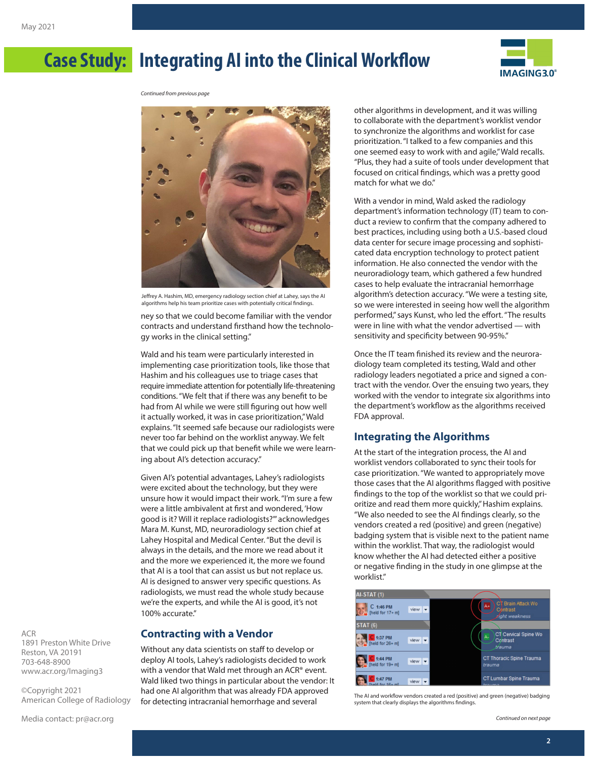*Continued from previous page*

Jeffrey A. Hashim, MD, emergency radiology section chief at Lahey, says the AI algorithms help his team prioritize cases with potentially critical findings.

ney so that we could become familiar with the vendor contracts and understand firsthand how the technology works in the clinical setting."

Wald and his team were particularly interested in implementing case prioritization tools, like those that Hashim and his colleagues use to triage cases that require immediate attention for potentially life-threatening conditions. "We felt that if there was any benefit to be had from AI while we were still figuring out how well it actually worked, it was in case prioritization," Wald explains. "It seemed safe because our radiologists were never too far behind on the worklist anyway. We felt that we could pick up that benefit while we were learning about AI's detection accuracy."

Given AI's potential advantages, Lahey's radiologists were excited about the technology, but they were unsure how it would impact their work. "I'm sure a few were a little ambivalent at first and wondered, 'How good is it? Will it replace radiologists?'" acknowledges Mara M. Kunst, MD, neuroradiology section chief at Lahey Hospital and Medical Center. "But the devil is always in the details, and the more we read about it and the more we experienced it, the more we found that AI is a tool that can assist us but not replace us. AI is designed to answer very specific questions. As radiologists, we must read the whole study because we're the experts, and while the AI is good, it's not 100% accurate."

## Contracting with a Vendor

Without any data scientists on staff to develop or deploy AI tools, Lahey's radiologists decided to work with a vendor that Wald met through an ACR® event. Wald liked two things in particular about the vendor: It had one AI algorithm that was already FDA approved for detecting intracranial hemorrhage and several other algorithms in development, and it was willing to collaborate with the department's worklist vendor to synchronize the algorithms and worklist for case prioritization. "I talked to a few companies and this one seemed easy to work with and agile," Wald recalls. "Plus, they had a suite of tools under development that focused on critical findings, which was a pretty good match for what we do."

With a vendor in mind, Wald asked the radiology department's information technology (IT) team to conduct a review to confirm that the company adhered to best practices, including using both a U.S.-based cloud data center for secure image processing and sophisticated data encryption technology to protect patient information. He also connected the vendor with the neuroradiology team, which gathered a few hundred cases to help evaluate the intracranial hemorrhage algorithm's detection accuracy. "We were a testing site, so we were interested in seeing how well the algorithm performed," says Kunst, who led the effort. "The results were in line with what the vendor advertised — with sensitivity and specificity between 90-95%."

Once the IT team finished its review and the neuroradiology team completed its testing, Wald and other radiology leaders negotiated a price and signed a contract with the vendor. Over the ensuing two years, they worked with the vendor to integrate six algorithms into the department's workflow as the algorithms received FDA approval.

## Integrating the Algorithms

At the start of the integration process, the AI and worklist vendors collaborated to sync their tools for case prioritization. "We wanted to appropriately move those cases that the AI algorithms flagged with positive findings to the top of the worklist so that we could prioritize and read them more quickly," Hashim explains. "We also needed to see the AI findings clearly, so the vendors created a red (positive) and green (negative) badging system that is visible next to the patient name within the worklist. That way, the radiologist would know whether the AI had detected either a positive or negative finding in the study in one glimpse at the worklist."

The AI and workflow vendors created a red (positive) and green (negative) badging system that clearly displays the algorithms findings.

*Continued on next page*

ACR
1891 Preston White Drive
Reston, VA 20191
703-648-8900
www.acr.org/Imaging3

©Copyright 2021
American College of Radiology

Media contact: pr@acr.org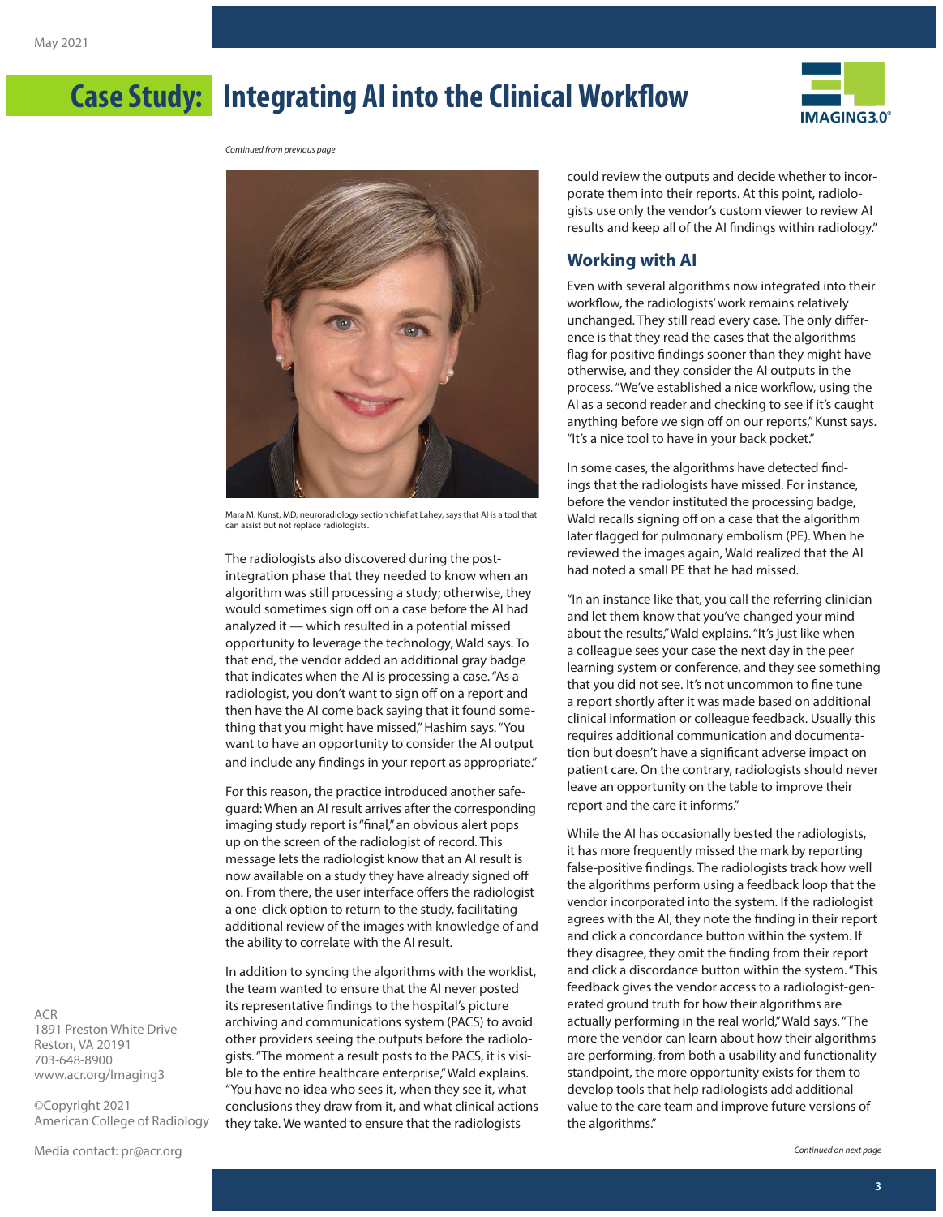*Continued from previous page*

Mara M. Kunst, MD, neuroradiology section chief at Lahey, says that AI is a tool that can assist but not replace radiologists.

The radiologists also discovered during the post-integration phase that they needed to know when an algorithm was still processing a study; otherwise, they would sometimes sign off on a case before the AI had analyzed it — which resulted in a potential missed opportunity to leverage the technology, Wald says. To that end, the vendor added an additional gray badge that indicates when the AI is processing a case. "As a radiologist, you don't want to sign off on a report and then have the AI come back saying that it found something that you might have missed," Hashim says. "You want to have an opportunity to consider the AI output and include any findings in your report as appropriate."

For this reason, the practice introduced another safeguard: When an AI result arrives after the corresponding imaging study report is "final," an obvious alert pops up on the screen of the radiologist of record. This message lets the radiologist know that an AI result is now available on a study they have already signed off on. From there, the user interface offers the radiologist a one-click option to return to the study, facilitating additional review of the images with knowledge of and the ability to correlate with the AI result.

In addition to syncing the algorithms with the worklist, the team wanted to ensure that the AI never posted its representative findings to the hospital's picture archiving and communications system (PACS) to avoid other providers seeing the outputs before the radiologists. "The moment a result posts to the PACS, it is visible to the entire healthcare enterprise," Wald explains. "You have no idea who sees it, when they see it, what conclusions they draw from it, and what clinical actions they take. We wanted to ensure that the radiologists could review the outputs and decide whether to incorporate them into their reports. At this point, radiologists use only the vendor's custom viewer to review AI results and keep all of the AI findings within radiology."

## Working with AI

Even with several algorithms now integrated into their workflow, the radiologists' work remains relatively unchanged. They still read every case. The only difference is that they read the cases that the algorithms flag for positive findings sooner than they might have otherwise, and they consider the AI outputs in the process. "We've established a nice workflow, using the AI as a second reader and checking to see if it's caught anything before we sign off on our reports," Kunst says. "It's a nice tool to have in your back pocket."

In some cases, the algorithms have detected findings that the radiologists have missed. For instance, before the vendor instituted the processing badge, Wald recalls signing off on a case that the algorithm later flagged for pulmonary embolism (PE). When he reviewed the images again, Wald realized that the AI had noted a small PE that he had missed.

"In an instance like that, you call the referring clinician and let them know that you've changed your mind about the results," Wald explains. "It's just like when a colleague sees your case the next day in the peer learning system or conference, and they see something that you did not see. It's not uncommon to fine tune a report shortly after it was made based on additional clinical information or colleague feedback. Usually this requires additional communication and documentation but doesn't have a significant adverse impact on patient care. On the contrary, radiologists should never leave an opportunity on the table to improve their report and the care it informs."

While the AI has occasionally bested the radiologists, it has more frequently missed the mark by reporting false-positive findings. The radiologists track how well the algorithms perform using a feedback loop that the vendor incorporated into the system. If the radiologist agrees with the AI, they note the finding in their report and click a concordance button within the system. If they disagree, they omit the finding from their report and click a discordance button within the system. "This feedback gives the vendor access to a radiologist-generated ground truth for how their algorithms are actually performing in the real world," Wald says. "The more the vendor can learn about how their algorithms are performing, from both a usability and functionality standpoint, the more opportunity exists for them to develop tools that help radiologists add additional value to the care team and improve future versions of the algorithms."

*Continued on next page*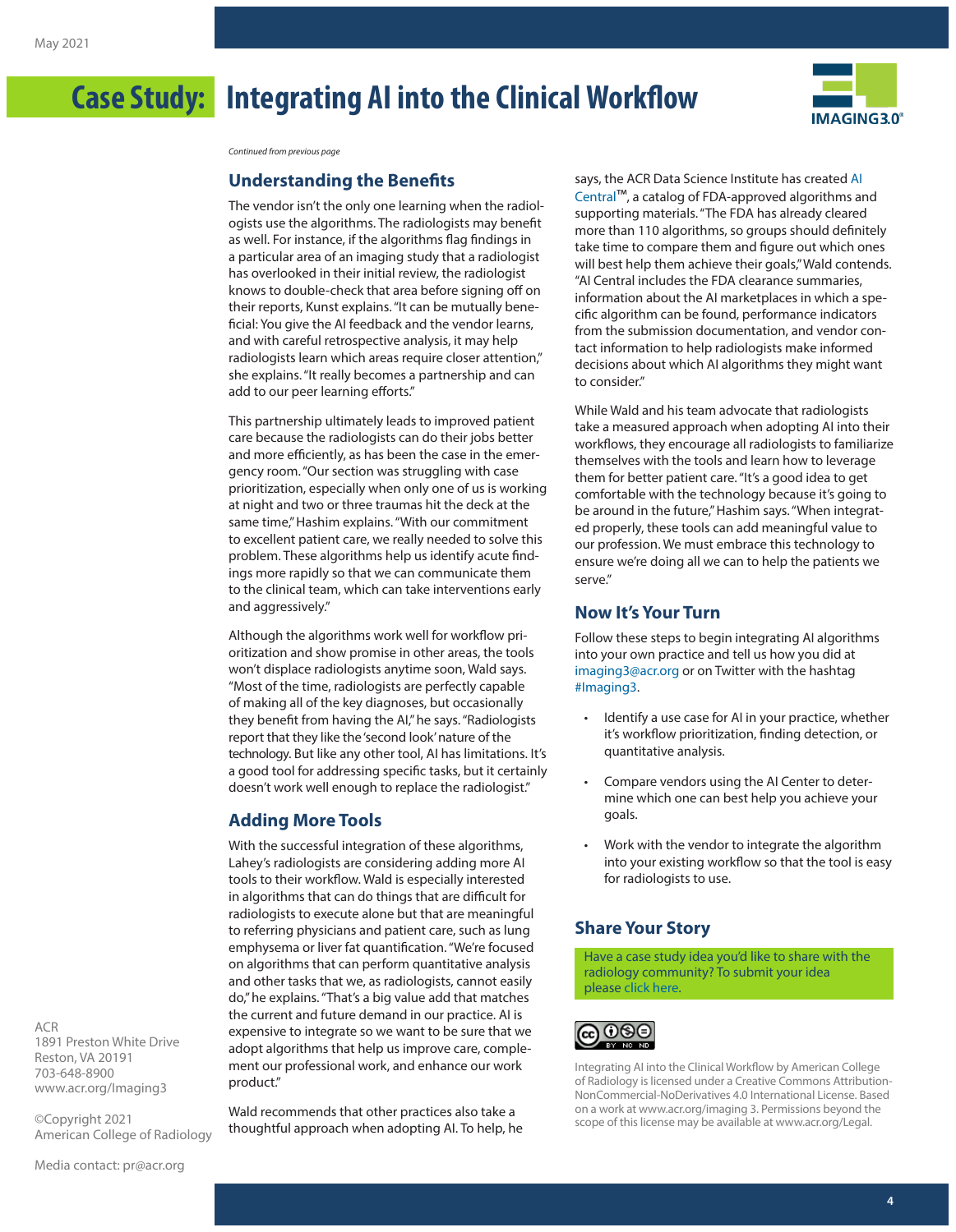May 2021

# Case Study: Integrating AI into the Clinical Workflow

*Continued from previous page*

## Understanding the Benefits

The vendor isn't the only one learning when the radiologists use the algorithms. The radiologists may benefit as well. For instance, if the algorithms flag findings in a particular area of an imaging study that a radiologist has overlooked in their initial review, the radiologist knows to double-check that area before signing off on their reports, Kunst explains. "It can be mutually beneficial: You give the AI feedback and the vendor learns, and with careful retrospective analysis, it may help radiologists learn which areas require closer attention," she explains. "It really becomes a partnership and can add to our peer learning efforts."

This partnership ultimately leads to improved patient care because the radiologists can do their jobs better and more efficiently, as has been the case in the emergency room. "Our section was struggling with case prioritization, especially when only one of us is working at night and two or three traumas hit the deck at the same time," Hashim explains. "With our commitment to excellent patient care, we really needed to solve this problem. These algorithms help us identify acute findings more rapidly so that we can communicate them to the clinical team, which can take interventions early and aggressively."

Although the algorithms work well for workflow prioritization and show promise in other areas, the tools won't displace radiologists anytime soon, Wald says. "Most of the time, radiologists are perfectly capable of making all of the key diagnoses, but occasionally they benefit from having the AI," he says. "Radiologists report that they like the 'second look' nature of the technology. But like any other tool, AI has limitations. It's a good tool for addressing specific tasks, but it certainly doesn't work well enough to replace the radiologist."

## Adding More Tools

With the successful integration of these algorithms, Lahey's radiologists are considering adding more AI tools to their workflow. Wald is especially interested in algorithms that can do things that are difficult for radiologists to execute alone but that are meaningful to referring physicians and patient care, such as lung emphysema or liver fat quantification. "We're focused on algorithms that can perform quantitative analysis and other tasks that we, as radiologists, cannot easily do," he explains. "That's a big value add that matches the current and future demand in our practice. AI is expensive to integrate so we want to be sure that we adopt algorithms that help us improve care, complement our professional work, and enhance our work product."

Wald recommends that other practices also take a thoughtful approach when adopting AI. To help, he says, the ACR Data Science Institute has created AI Central™, a catalog of FDA-approved algorithms and supporting materials. "The FDA has already cleared more than 110 algorithms, so groups should definitely take time to compare them and figure out which ones will best help them achieve their goals," Wald contends. "AI Central includes the FDA clearance summaries, information about the AI marketplaces in which a specific algorithm can be found, performance indicators from the submission documentation, and vendor contact information to help radiologists make informed decisions about which AI algorithms they might want to consider."

While Wald and his team advocate that radiologists take a measured approach when adopting AI into their workflows, they encourage all radiologists to familiarize themselves with the tools and learn how to leverage them for better patient care. "It's a good idea to get comfortable with the technology because it's going to be around in the future," Hashim says. "When integrated properly, these tools can add meaningful value to our profession. We must embrace this technology to ensure we're doing all we can to help the patients we serve."

## Now It's Your Turn

Follow these steps to begin integrating AI algorithms into your own practice and tell us how you did at imaging3@acr.org or on Twitter with the hashtag #Imaging3.

- Identify a use case for AI in your practice, whether it's workflow prioritization, finding detection, or quantitative analysis.
- Compare vendors using the AI Center to determine which one can best help you achieve your goals.
- Work with the vendor to integrate the algorithm into your existing workflow so that the tool is easy for radiologists to use.

## Share Your Story

Have a case study idea you'd like to share with the radiology community? To submit your idea please click here.

Integrating AI into the Clinical Workflow by American College of Radiology is licensed under a Creative Commons Attribution-NonCommercial-NoDerivatives 4.0 International License. Based on a work at www.acr.org/imaging 3. Permissions beyond the scope of this license may be available at www.acr.org/Legal.

ACR
1891 Preston White Drive
Reston, VA 20191
703-648-8900
www.acr.org/Imaging3

©Copyright 2021
American College of Radiology

Media contact: pr@acr.org